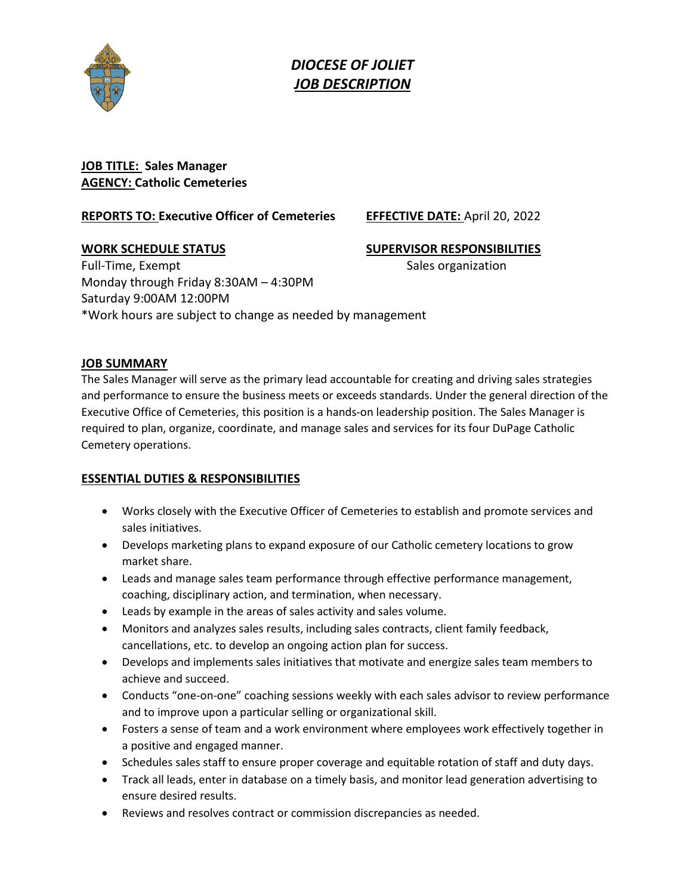# *DIOCESE OF JOLIET*
# ***JOB DESCRIPTION***

**JOB TITLE:** **Sales Manager**
**AGENCY:** **Catholic Cemeteries**

**REPORTS TO:** **Executive Officer of Cemeteries** **EFFECTIVE DATE:** April 20, 2022

**WORK SCHEDULE STATUS**
Full-Time, Exempt
Monday through Friday 8:30AM – 4:30PM
Saturday 9:00AM 12:00PM
*Work hours are subject to change as needed by management

**SUPERVISOR RESPONSIBILITIES**
Sales organization

## JOB SUMMARY

The Sales Manager will serve as the primary lead accountable for creating and driving sales strategies and performance to ensure the business meets or exceeds standards. Under the general direction of the Executive Office of Cemeteries, this position is a hands-on leadership position. The Sales Manager is required to plan, organize, coordinate, and manage sales and services for its four DuPage Catholic Cemetery operations.

## ESSENTIAL DUTIES & RESPONSIBILITIES

- Works closely with the Executive Officer of Cemeteries to establish and promote services and sales initiatives.
- Develops marketing plans to expand exposure of our Catholic cemetery locations to grow market share.
- Leads and manage sales team performance through effective performance management, coaching, disciplinary action, and termination, when necessary.
- Leads by example in the areas of sales activity and sales volume.
- Monitors and analyzes sales results, including sales contracts, client family feedback, cancellations, etc. to develop an ongoing action plan for success.
- Develops and implements sales initiatives that motivate and energize sales team members to achieve and succeed.
- Conducts "one-on-one" coaching sessions weekly with each sales advisor to review performance and to improve upon a particular selling or organizational skill.
- Fosters a sense of team and a work environment where employees work effectively together in a positive and engaged manner.
- Schedules sales staff to ensure proper coverage and equitable rotation of staff and duty days.
- Track all leads, enter in database on a timely basis, and monitor lead generation advertising to ensure desired results.
- Reviews and resolves contract or commission discrepancies as needed.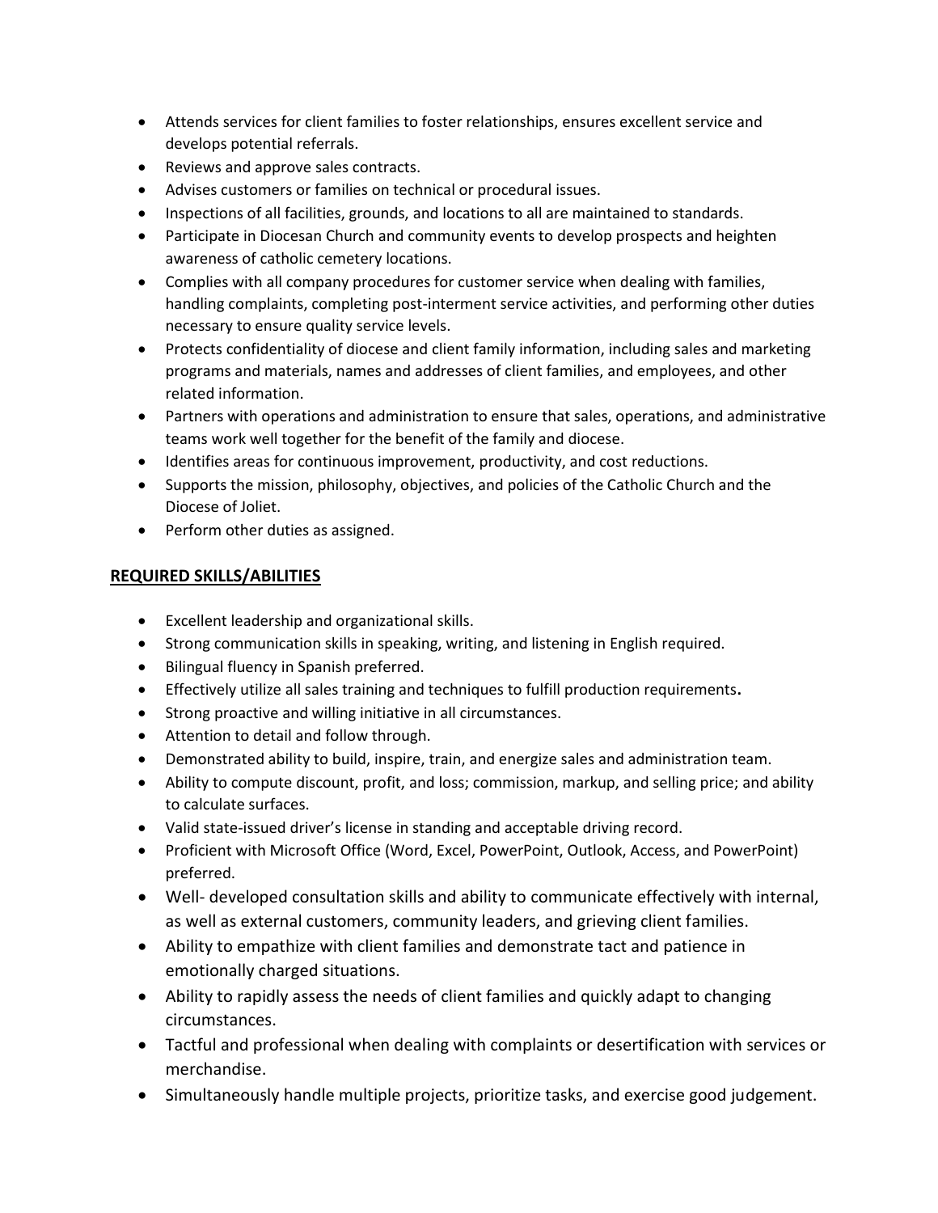- Attends services for client families to foster relationships, ensures excellent service and develops potential referrals.
- Reviews and approve sales contracts.
- Advises customers or families on technical or procedural issues.
- Inspections of all facilities, grounds, and locations to all are maintained to standards.
- Participate in Diocesan Church and community events to develop prospects and heighten awareness of catholic cemetery locations.
- Complies with all company procedures for customer service when dealing with families, handling complaints, completing post-interment service activities, and performing other duties necessary to ensure quality service levels.
- Protects confidentiality of diocese and client family information, including sales and marketing programs and materials, names and addresses of client families, and employees, and other related information.
- Partners with operations and administration to ensure that sales, operations, and administrative teams work well together for the benefit of the family and diocese.
- Identifies areas for continuous improvement, productivity, and cost reductions.
- Supports the mission, philosophy, objectives, and policies of the Catholic Church and the Diocese of Joliet.
- Perform other duties as assigned.

## REQUIRED SKILLS/ABILITIES

- Excellent leadership and organizational skills.
- Strong communication skills in speaking, writing, and listening in English required.
- Bilingual fluency in Spanish preferred.
- Effectively utilize all sales training and techniques to fulfill production requirements**.**
- Strong proactive and willing initiative in all circumstances.
- Attention to detail and follow through.
- Demonstrated ability to build, inspire, train, and energize sales and administration team.
- Ability to compute discount, profit, and loss; commission, markup, and selling price; and ability to calculate surfaces.
- Valid state-issued driver's license in standing and acceptable driving record.
- Proficient with Microsoft Office (Word, Excel, PowerPoint, Outlook, Access, and PowerPoint) preferred.
- Well- developed consultation skills and ability to communicate effectively with internal, as well as external customers, community leaders, and grieving client families.
- Ability to empathize with client families and demonstrate tact and patience in emotionally charged situations.
- Ability to rapidly assess the needs of client families and quickly adapt to changing circumstances.
- Tactful and professional when dealing with complaints or desertification with services or merchandise.
- Simultaneously handle multiple projects, prioritize tasks, and exercise good judgement.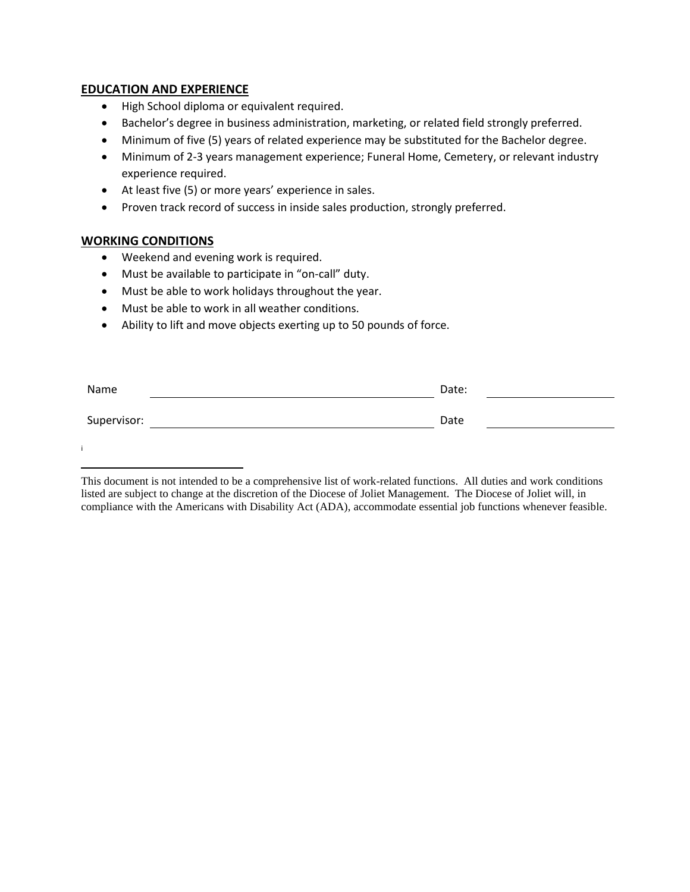## EDUCATION AND EXPERIENCE

- High School diploma or equivalent required.
- Bachelor's degree in business administration, marketing, or related field strongly preferred.
- Minimum of five (5) years of related experience may be substituted for the Bachelor degree.
- Minimum of 2-3 years management experience; Funeral Home, Cemetery, or relevant industry experience required.
- At least five (5) or more years' experience in sales.
- Proven track record of success in inside sales production, strongly preferred.

## WORKING CONDITIONS

- Weekend and evening work is required.
- Must be available to participate in "on-call" duty.
- Must be able to work holidays throughout the year.
- Must be able to work in all weather conditions.
- Ability to lift and move objects exerting up to 50 pounds of force.

Name \_\_\_\_\_\_\_\_\_\_\_\_\_\_\_\_\_\_\_\_\_\_\_\_\_\_\_\_\_\_\_\_ Date: \_\_\_\_\_\_\_\_\_\_\_\_\_\_\_

Supervisor: \_\_\_\_\_\_\_\_\_\_\_\_\_\_\_\_\_\_\_\_\_\_\_\_\_\_\_\_\_\_\_\_ Date \_\_\_\_\_\_\_\_\_\_\_\_\_\_\_

[i]

---

This document is not intended to be a comprehensive list of work-related functions. All duties and work conditions listed are subject to change at the discretion of the Diocese of Joliet Management. The Diocese of Joliet will, in compliance with the Americans with Disability Act (ADA), accommodate essential job functions whenever feasible.